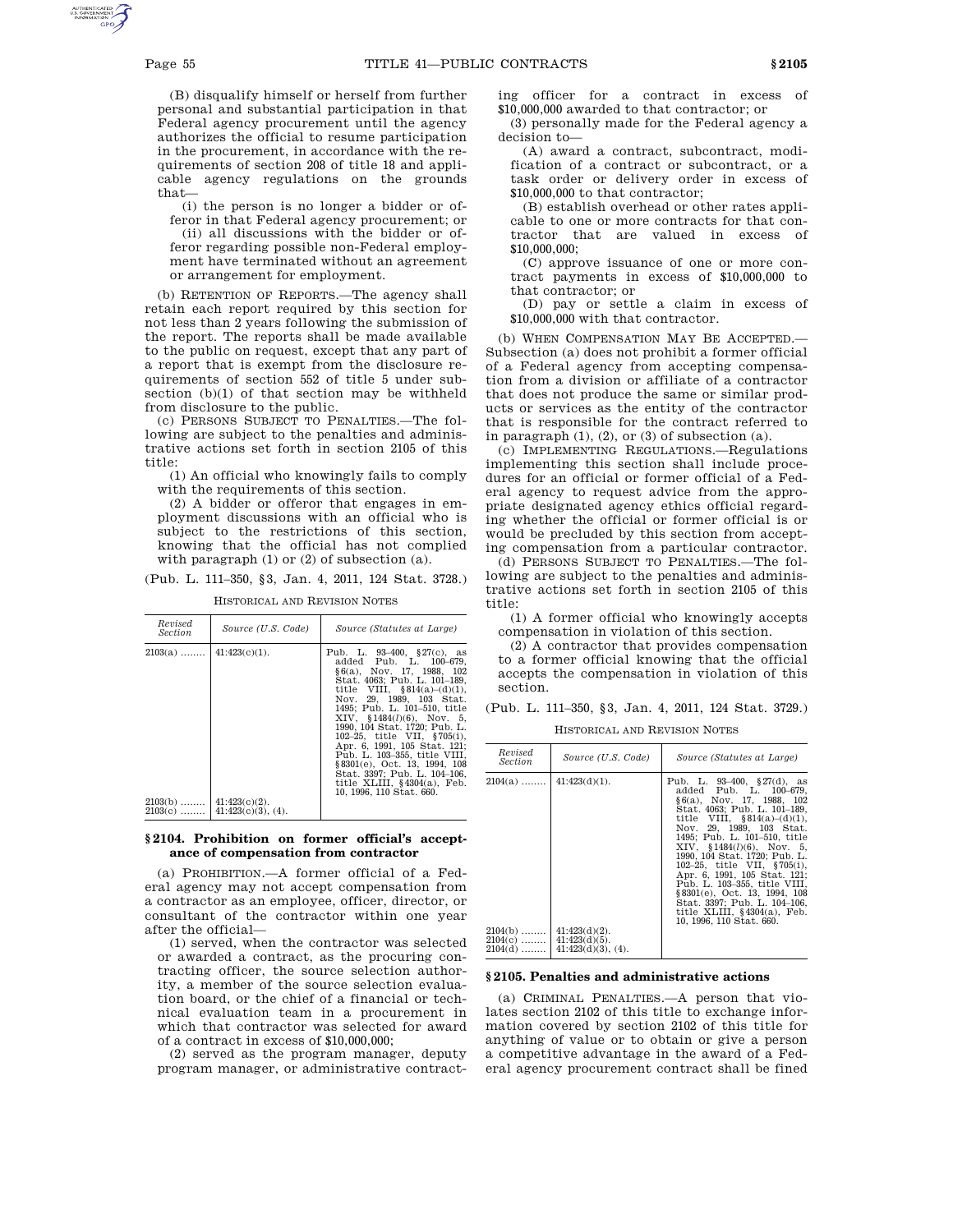(B) disqualify himself or herself from further personal and substantial participation in that Federal agency procurement until the agency authorizes the official to resume participation in the procurement, in accordance with the requirements of section 208 of title 18 and applicable agency regulations on the grounds that—

(i) the person is no longer a bidder or offeror in that Federal agency procurement; or

(ii) all discussions with the bidder or offeror regarding possible non-Federal employment have terminated without an agreement or arrangement for employment.

(b) RETENTION OF REPORTS.—The agency shall retain each report required by this section for not less than 2 years following the submission of the report. The reports shall be made available to the public on request, except that any part of a report that is exempt from the disclosure requirements of section 552 of title 5 under subsection (b)(1) of that section may be withheld from disclosure to the public.

(c) PERSONS SUBJECT TO PENALTIES.—The following are subject to the penalties and administrative actions set forth in section 2105 of this title:

(1) An official who knowingly fails to comply with the requirements of this section.

(2) A bidder or offeror that engages in employment discussions with an official who is subject to the restrictions of this section, knowing that the official has not complied with paragraph (1) or (2) of subsection (a).

(Pub. L. 111–350, §3, Jan. 4, 2011, 124 Stat. 3728.)

HISTORICAL AND REVISION NOTES

| Revised Section | Source (U.S. Code) | Source (Statutes at Large) |
|---|---|---|
| 2103(a) | 41:423(c)(1). | Pub. L. 93–400, §27(c), as added Pub. L. 100–679, §6(a), Nov. 17, 1988, 102 Stat. 4063; Pub. L. 101–189, title VIII, §814(a)–(d)(1), Nov. 29, 1989, 103 Stat. 1495; Pub. L. 101–510, title XIV, §1484(*l*)(6), Nov. 5, 1990, 104 Stat. 1720; Pub. L. 102–25, title VII, §705(i), Apr. 6, 1991, 105 Stat. 121; Pub. L. 103–355, title VIII, §8301(e), Oct. 13, 1994, 108 Stat. 3397; Pub. L. 104–106, title XLIII, §4304(a), Feb. 10, 1996, 110 Stat. 660. |
| 2103(b) | 41:423(c)(2). | |
| 2103(c) | 41:423(c)(3), (4). | |

### §2104. Prohibition on former official's acceptance of compensation from contractor

(a) PROHIBITION.—A former official of a Federal agency may not accept compensation from a contractor as an employee, officer, director, or consultant of the contractor within one year after the official—

(1) served, when the contractor was selected or awarded a contract, as the procuring contracting officer, the source selection authority, a member of the source selection evaluation board, or the chief of a financial or technical evaluation team in a procurement in which that contractor was selected for award of a contract in excess of $10,000,000;

(2) served as the program manager, deputy program manager, or administrative contracting officer for a contract in excess of $10,000,000 awarded to that contractor; or

(3) personally made for the Federal agency a decision to—

(A) award a contract, subcontract, modification of a contract or subcontract, or a task order or delivery order in excess of $10,000,000 to that contractor;

(B) establish overhead or other rates applicable to one or more contracts for that contractor that are valued in excess of $10,000,000;

(C) approve issuance of one or more contract payments in excess of $10,000,000 to that contractor; or

(D) pay or settle a claim in excess of $10,000,000 with that contractor.

(b) WHEN COMPENSATION MAY BE ACCEPTED.—Subsection (a) does not prohibit a former official of a Federal agency from accepting compensation from a division or affiliate of a contractor that does not produce the same or similar products or services as the entity of the contractor that is responsible for the contract referred to in paragraph (1), (2), or (3) of subsection (a).

(c) IMPLEMENTING REGULATIONS.—Regulations implementing this section shall include procedures for an official or former official of a Federal agency to request advice from the appropriate designated agency ethics official regarding whether the official or former official is or would be precluded by this section from accepting compensation from a particular contractor.

(d) PERSONS SUBJECT TO PENALTIES.—The following are subject to the penalties and administrative actions set forth in section 2105 of this title:

(1) A former official who knowingly accepts compensation in violation of this section.

(2) A contractor that provides compensation to a former official knowing that the official accepts the compensation in violation of this section.

(Pub. L. 111–350, §3, Jan. 4, 2011, 124 Stat. 3729.)

HISTORICAL AND REVISION NOTES

| Revised Section | Source (U.S. Code) | Source (Statutes at Large) |
|---|---|---|
| 2104(a) | 41:423(d)(1). | Pub. L. 93–400, §27(d), as added Pub. L. 100–679, §6(a), Nov. 17, 1988, 102 Stat. 4063; Pub. L. 101–189, title VIII, §814(a)–(d)(1), Nov. 29, 1989, 103 Stat. 1495; Pub. L. 101–510, title XIV, §1484(*l*)(6), Nov. 5, 1990, 104 Stat. 1720; Pub. L. 102–25, title VII, §705(i), Apr. 6, 1991, 105 Stat. 121; Pub. L. 103–355, title VIII, §8301(e), Oct. 13, 1994, 108 Stat. 3397; Pub. L. 104–106, title XLIII, §4304(a), Feb. 10, 1996, 110 Stat. 660. |
| 2104(b) | 41:423(d)(2). | |
| 2104(c) | 41:423(d)(5). | |
| 2104(d) | 41:423(d)(3), (4). | |

### §2105. Penalties and administrative actions

(a) CRIMINAL PENALTIES.—A person that violates section 2102 of this title to exchange information covered by section 2102 of this title for anything of value or to obtain or give a person a competitive advantage in the award of a Federal agency procurement contract shall be fined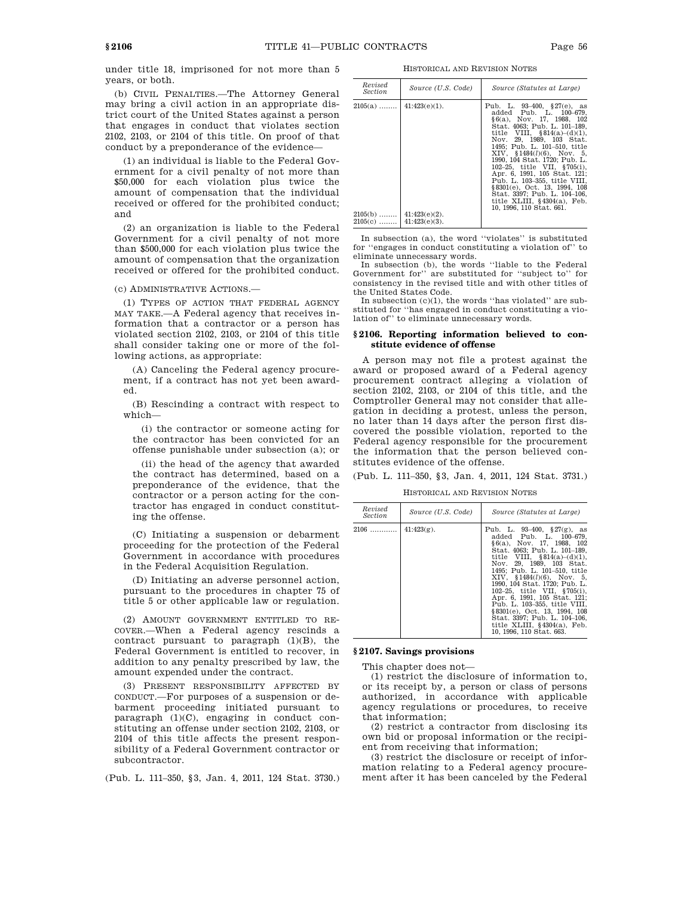under title 18, imprisoned for not more than 5 years, or both.

(b) CIVIL PENALTIES.—The Attorney General may bring a civil action in an appropriate district court of the United States against a person that engages in conduct that violates section 2102, 2103, or 2104 of this title. On proof of that conduct by a preponderance of the evidence—

(1) an individual is liable to the Federal Government for a civil penalty of not more than $50,000 for each violation plus twice the amount of compensation that the individual received or offered for the prohibited conduct; and

(2) an organization is liable to the Federal Government for a civil penalty of not more than $500,000 for each violation plus twice the amount of compensation that the organization received or offered for the prohibited conduct.

(c) ADMINISTRATIVE ACTIONS.—

(1) TYPES OF ACTION THAT FEDERAL AGENCY MAY TAKE.—A Federal agency that receives information that a contractor or a person has violated section 2102, 2103, or 2104 of this title shall consider taking one or more of the following actions, as appropriate:

(A) Canceling the Federal agency procurement, if a contract has not yet been awarded.

(B) Rescinding a contract with respect to which—

(i) the contractor or someone acting for the contractor has been convicted for an offense punishable under subsection (a); or

(ii) the head of the agency that awarded the contract has determined, based on a preponderance of the evidence, that the contractor or a person acting for the contractor has engaged in conduct constituting the offense.

(C) Initiating a suspension or debarment proceeding for the protection of the Federal Government in accordance with procedures in the Federal Acquisition Regulation.

(D) Initiating an adverse personnel action, pursuant to the procedures in chapter 75 of title 5 or other applicable law or regulation.

(2) AMOUNT GOVERNMENT ENTITLED TO RECOVER.—When a Federal agency rescinds a contract pursuant to paragraph (1)(B), the Federal Government is entitled to recover, in addition to any penalty prescribed by law, the amount expended under the contract.

(3) PRESENT RESPONSIBILITY AFFECTED BY CONDUCT.—For purposes of a suspension or debarment proceeding initiated pursuant to paragraph (1)(C), engaging in conduct constituting an offense under section 2102, 2103, or 2104 of this title affects the present responsibility of a Federal Government contractor or subcontractor.

(Pub. L. 111–350, §3, Jan. 4, 2011, 124 Stat. 3730.)

HISTORICAL AND REVISION NOTES

| Revised Section | Source (U.S. Code) | Source (Statutes at Large) |
|---|---|---|
| 2105(a) ........ | 41:423(e)(1). | Pub. L. 93–400, §27(e), as added Pub. L. 100–679, §6(a), Nov. 17, 1988, 102 Stat. 4063; Pub. L. 101–189, title VIII, §814(a)–(d)(1), Nov. 29, 1989, 103 Stat. 1495; Pub. L. 101–510, title XIV, §1484(*l*)(6), Nov. 5, 1990, 104 Stat. 1720; Pub. L. 102–25, title VII, §705(i), Apr. 6, 1991, 105 Stat. 121; Pub. L. 103–355, title VIII, §8301(e), Oct. 13, 1994, 108 Stat. 3397; Pub. L. 104–106, title XLIII, §4304(a), Feb. 10, 1996, 110 Stat. 661. |
| 2105(b) ........ | 41:423(e)(2). | |
| 2105(c) ........ | 41:423(e)(3). | |

In subsection (a), the word "violates" is substituted for "engages in conduct constituting a violation of" to eliminate unnecessary words.

In subsection (b), the words "liable to the Federal Government for" are substituted for "subject to" for consistency in the revised title and with other titles of the United States Code.

In subsection (c)(1), the words "has violated" are substituted for "has engaged in conduct constituting a violation of" to eliminate unnecessary words.

### §2106. Reporting information believed to constitute evidence of offense

A person may not file a protest against the award or proposed award of a Federal agency procurement contract alleging a violation of section 2102, 2103, or 2104 of this title, and the Comptroller General may not consider that allegation in deciding a protest, unless the person, no later than 14 days after the person first discovered the possible violation, reported to the Federal agency responsible for the procurement the information that the person believed constitutes evidence of the offense.

(Pub. L. 111–350, §3, Jan. 4, 2011, 124 Stat. 3731.)

HISTORICAL AND REVISION NOTES

| Revised Section | Source (U.S. Code) | Source (Statutes at Large) |
|---|---|---|
| 2106 ........... | 41:423(g). | Pub. L. 93–400, §27(g), as added Pub. L. 100–679, §6(a), Nov. 17, 1988, 102 Stat. 4063; Pub. L. 101–189, title VIII, §814(a)–(d)(1), Nov. 29, 1989, 103 Stat. 1495; Pub. L. 101–510, title XIV, §1484(*l*)(6), Nov. 5, 1990, 104 Stat. 1720; Pub. L. 102–25, title VII, §705(i), Apr. 6, 1991, 105 Stat. 121; Pub. L. 103–355, title VIII, §8301(e), Oct. 13, 1994, 108 Stat. 3397; Pub. L. 104–106, title XLIII, §4304(a), Feb. 10, 1996, 110 Stat. 663. |

### §2107. Savings provisions

This chapter does not—

(1) restrict the disclosure of information to, or its receipt by, a person or class of persons authorized, in accordance with applicable agency regulations or procedures, to receive that information;

(2) restrict a contractor from disclosing its own bid or proposal information or the recipient from receiving that information;

(3) restrict the disclosure or receipt of information relating to a Federal agency procurement after it has been canceled by the Federal